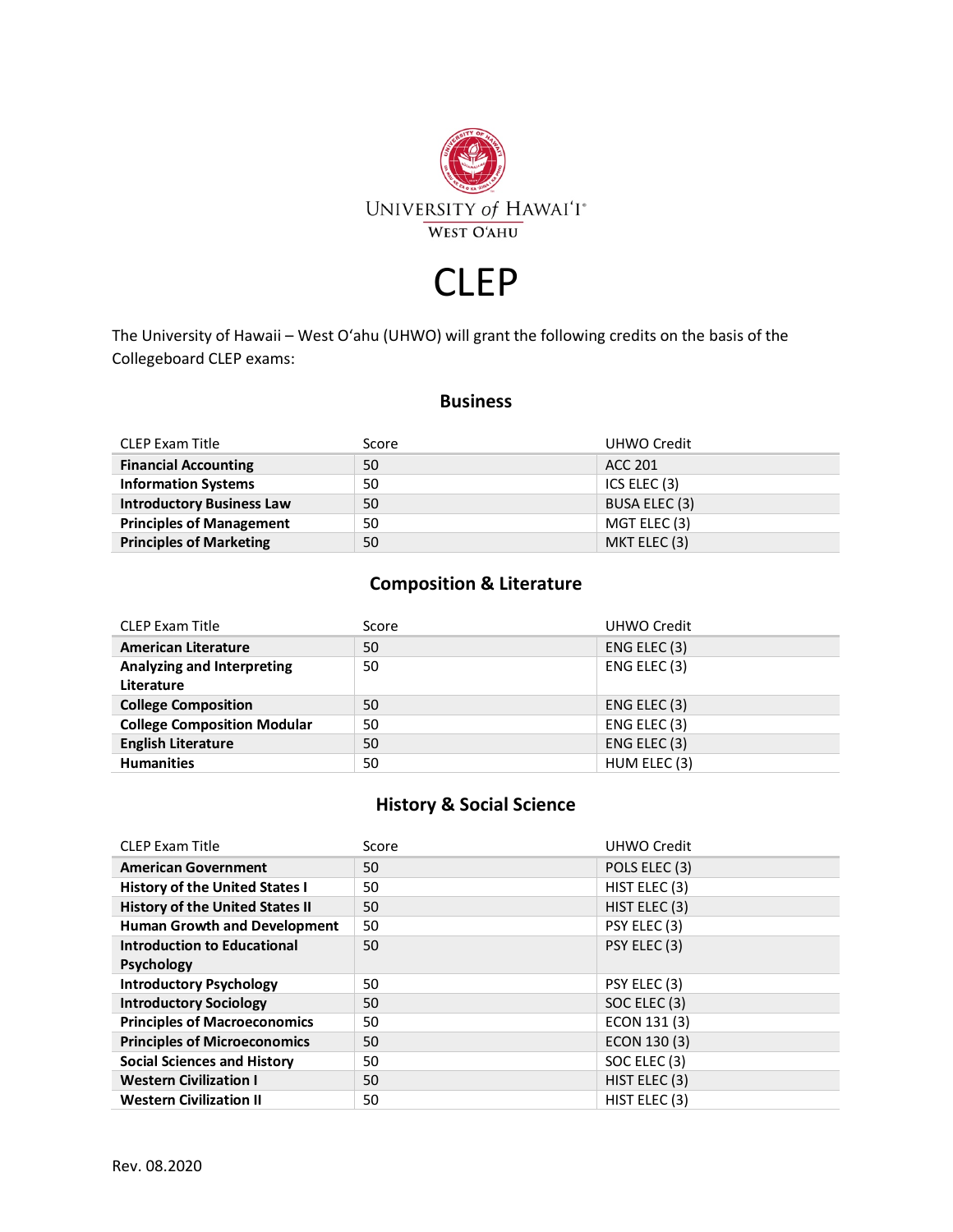University of Hawai'i West O'ahu

# CLEP

The University of Hawaii – West O'ahu (UHWO) will grant the following credits on the basis of the Collegeboard CLEP exams:

## Business

| CLEP Exam Title | Score | UHWO Credit |
|---|---|---|
| **Financial Accounting** | 50 | ACC 201 |
| **Information Systems** | 50 | ICS ELEC (3) |
| **Introductory Business Law** | 50 | BUSA ELEC (3) |
| **Principles of Management** | 50 | MGT ELEC (3) |
| **Principles of Marketing** | 50 | MKT ELEC (3) |

## Composition & Literature

| CLEP Exam Title | Score | UHWO Credit |
|---|---|---|
| **American Literature** | 50 | ENG ELEC (3) |
| **Analyzing and Interpreting Literature** | 50 | ENG ELEC (3) |
| **College Composition** | 50 | ENG ELEC (3) |
| **College Composition Modular** | 50 | ENG ELEC (3) |
| **English Literature** | 50 | ENG ELEC (3) |
| **Humanities** | 50 | HUM ELEC (3) |

## History & Social Science

| CLEP Exam Title | Score | UHWO Credit |
|---|---|---|
| **American Government** | 50 | POLS ELEC (3) |
| **History of the United States I** | 50 | HIST ELEC (3) |
| **History of the United States II** | 50 | HIST ELEC (3) |
| **Human Growth and Development** | 50 | PSY ELEC (3) |
| **Introduction to Educational Psychology** | 50 | PSY ELEC (3) |
| **Introductory Psychology** | 50 | PSY ELEC (3) |
| **Introductory Sociology** | 50 | SOC ELEC (3) |
| **Principles of Macroeconomics** | 50 | ECON 131 (3) |
| **Principles of Microeconomics** | 50 | ECON 130 (3) |
| **Social Sciences and History** | 50 | SOC ELEC (3) |
| **Western Civilization I** | 50 | HIST ELEC (3) |
| **Western Civilization II** | 50 | HIST ELEC (3) |

Rev. 08.2020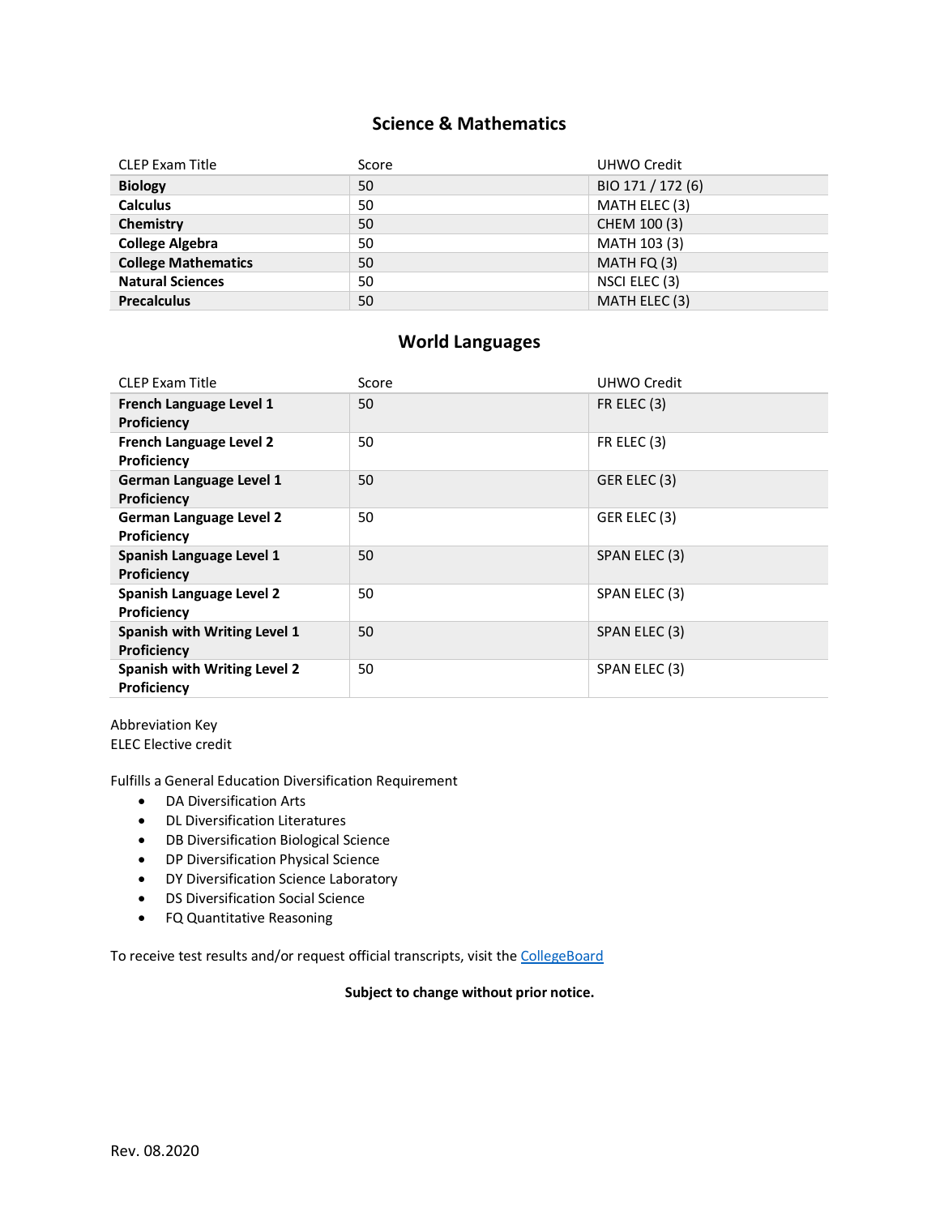## Science & Mathematics

| CLEP Exam Title | Score | UHWO Credit |
|---|---|---|
| **Biology** | 50 | BIO 171 / 172 (6) |
| **Calculus** | 50 | MATH ELEC (3) |
| **Chemistry** | 50 | CHEM 100 (3) |
| **College Algebra** | 50 | MATH 103 (3) |
| **College Mathematics** | 50 | MATH FQ (3) |
| **Natural Sciences** | 50 | NSCI ELEC (3) |
| **Precalculus** | 50 | MATH ELEC (3) |

## World Languages

| CLEP Exam Title | Score | UHWO Credit |
|---|---|---|
| **French Language Level 1 Proficiency** | 50 | FR ELEC (3) |
| **French Language Level 2 Proficiency** | 50 | FR ELEC (3) |
| **German Language Level 1 Proficiency** | 50 | GER ELEC (3) |
| **German Language Level 2 Proficiency** | 50 | GER ELEC (3) |
| **Spanish Language Level 1 Proficiency** | 50 | SPAN ELEC (3) |
| **Spanish Language Level 2 Proficiency** | 50 | SPAN ELEC (3) |
| **Spanish with Writing Level 1 Proficiency** | 50 | SPAN ELEC (3) |
| **Spanish with Writing Level 2 Proficiency** | 50 | SPAN ELEC (3) |

Abbreviation Key
ELEC Elective credit

Fulfills a General Education Diversification Requirement

- DA Diversification Arts
- DL Diversification Literatures
- DB Diversification Biological Science
- DP Diversification Physical Science
- DY Diversification Science Laboratory
- DS Diversification Social Science
- FQ Quantitative Reasoning

To receive test results and/or request official transcripts, visit the CollegeBoard

**Subject to change without prior notice.**

Rev. 08.2020